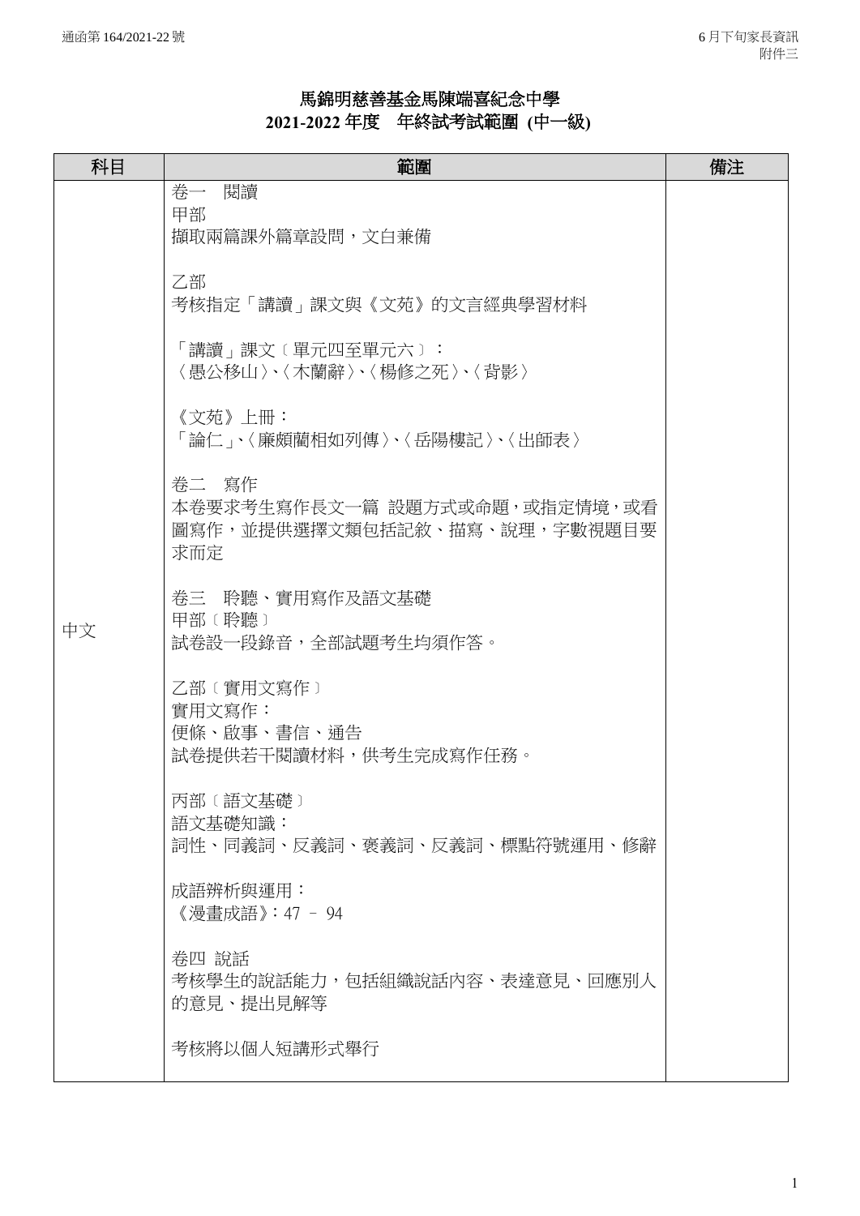# 馬錦明慈善基金馬陳端喜紀念中學
## 2021-2022 年度　年終試考試範圍 (中一級)

| 科目 | 範圍 | 備注 |
|---|---|---|
| 中文 | 卷一　閱讀<br>甲部<br>擷取兩篇課外篇章設問，文白兼備<br><br>乙部<br>考核指定「講讀」課文與《文苑》的文言經典學習材料<br><br>「講讀」課文〔單元四至單元六〕：<br>〈愚公移山〉、〈木蘭辭〉、〈楊修之死〉、〈背影〉<br><br>《文苑》上冊：<br>「論仁」、〈廉頗藺相如列傳〉、〈岳陽樓記〉、〈出師表〉<br><br>卷二　寫作<br>本卷要求考生寫作長文一篇 設題方式或命題，或指定情境，或看圖寫作，並提供選擇文類包括記敘、描寫、說理，字數視題目要求而定<br><br>卷三　聆聽、實用寫作及語文基礎<br>甲部〔聆聽〕<br>試卷設一段錄音，全部試題考生均須作答。<br><br>乙部〔實用文寫作〕<br>實用文寫作：<br>便條、啟事、書信、通告<br>試卷提供若干閱讀材料，供考生完成寫作任務。<br><br>丙部〔語文基礎〕<br>語文基礎知識：<br>詞性、同義詞、反義詞、褒義詞、反義詞、標點符號運用、修辭<br><br>成語辨析與運用：<br>《漫畫成語》：47 – 94<br><br>卷四 說話<br>考核學生的說話能力，包括組織說話內容、表達意見、回應別人的意見、提出見解等<br><br>考核將以個人短講形式舉行 | |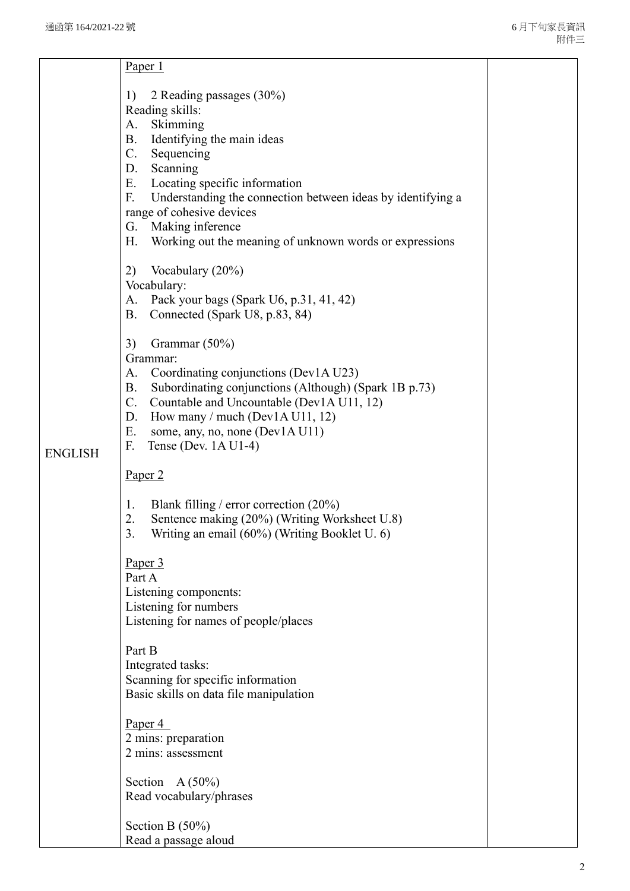| | | |
|---|---|---|
| ENGLISH | <u>Paper 1</u><br><br>1) 2 Reading passages (30%)<br>Reading skills:<br>A. Skimming<br>B. Identifying the main ideas<br>C. Sequencing<br>D. Scanning<br>E. Locating specific information<br>F. Understanding the connection between ideas by identifying a range of cohesive devices<br>G. Making inference<br>H. Working out the meaning of unknown words or expressions<br><br>2) Vocabulary (20%)<br>Vocabulary:<br>A. Pack your bags (Spark U6, p.31, 41, 42)<br>B. Connected (Spark U8, p.83, 84)<br><br>3) Grammar (50%)<br>Grammar:<br>A. Coordinating conjunctions (Dev1A U23)<br>B. Subordinating conjunctions (Although) (Spark 1B p.73)<br>C. Countable and Uncountable (Dev1A U11, 12)<br>D. How many / much (Dev1A U11, 12)<br>E. some, any, no, none (Dev1A U11)<br>F. Tense (Dev. 1A U1-4)<br><br><u>Paper 2</u><br><br>1. Blank filling / error correction (20%)<br>2. Sentence making (20%) (Writing Worksheet U.8)<br>3. Writing an email (60%) (Writing Booklet U. 6)<br><br><u>Paper 3</u><br>Part A<br>Listening components:<br>Listening for numbers<br>Listening for names of people/places<br><br>Part B<br>Integrated tasks:<br>Scanning for specific information<br>Basic skills on data file manipulation<br><br><u>Paper 4</u><br>2 mins: preparation<br>2 mins: assessment<br><br>Section A (50%)<br>Read vocabulary/phrases<br><br>Section B (50%)<br>Read a passage aloud | |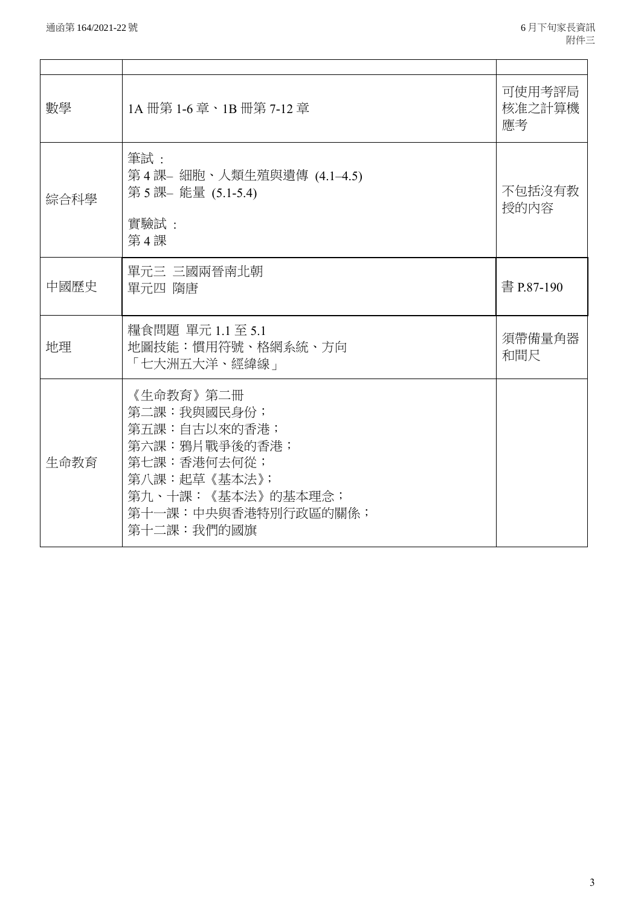| | | |
|---|---|---|
| 數學 | 1A 冊第 1-6 章、1B 冊第 7-12 章 | 可使用考評局核准之計算機應考 |
| 綜合科學 | 筆試：<br>第 4 課– 細胞、人類生殖與遺傳 (4.1–4.5)<br>第 5 課– 能量 (5.1-5.4)<br><br>實驗試：<br>第 4 課 | 不包括沒有教授的內容 |
| 中國歷史 | 單元三 三國兩晉南北朝<br>單元四 隋唐 | 書 P.87-190 |
| 地理 | 糧食問題 單元 1.1 至 5.1<br>地圖技能：慣用符號、格網系統、方向<br>「七大洲五大洋、經緯線」 | 須帶備量角器和間尺 |
| 生命教育 | 《生命教育》第二冊<br>第二課：我與國民身份；<br>第五課：自古以來的香港；<br>第六課：鴉片戰爭後的香港；<br>第七課：香港何去何從；<br>第八課：起草《基本法》；<br>第九、十課：《基本法》的基本理念；<br>第十一課：中央與香港特別行政區的關係；<br>第十二課：我們的國旗 | |